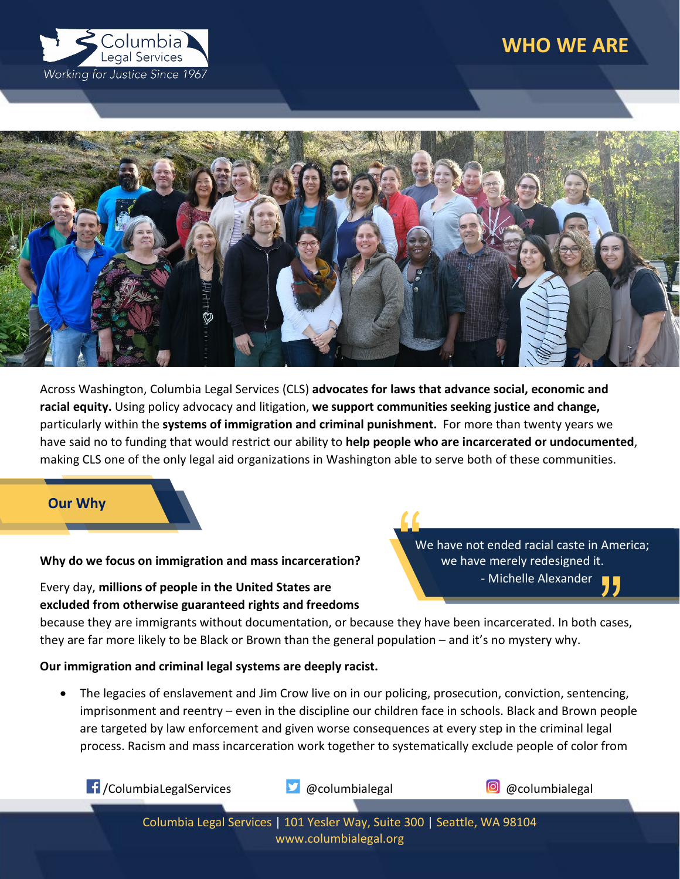Columbia Legal Services

*Working for Justice Since 1967*

# WHO WE ARE

Across Washington, Columbia Legal Services (CLS) **advocates for laws that advance social, economic and racial equity.** Using policy advocacy and litigation, **we support communities seeking justice and change,** particularly within the **systems of immigration and criminal punishment.** For more than twenty years we have said no to funding that would restrict our ability to **help people who are incarcerated or undocumented**, making CLS one of the only legal aid organizations in Washington able to serve both of these communities.

## Our Why

> "We have not ended racial caste in America; we have merely redesigned it.
> - Michelle Alexander"

**Why do we focus on immigration and mass incarceration?**

Every day, **millions of people in the United States are excluded from otherwise guaranteed rights and freedoms** because they are immigrants without documentation, or because they have been incarcerated. In both cases, they are far more likely to be Black or Brown than the general population – and it's no mystery why.

**Our immigration and criminal legal systems are deeply racist.**

- The legacies of enslavement and Jim Crow live on in our policing, prosecution, conviction, sentencing, imprisonment and reentry – even in the discipline our children face in schools. Black and Brown people are targeted by law enforcement and given worse consequences at every step in the criminal legal process. Racism and mass incarceration work together to systematically exclude people of color from

/ColumbiaLegalServices @columbialegal @columbialegal

Columbia Legal Services | 101 Yesler Way, Suite 300 | Seattle, WA 98104
www.columbialegal.org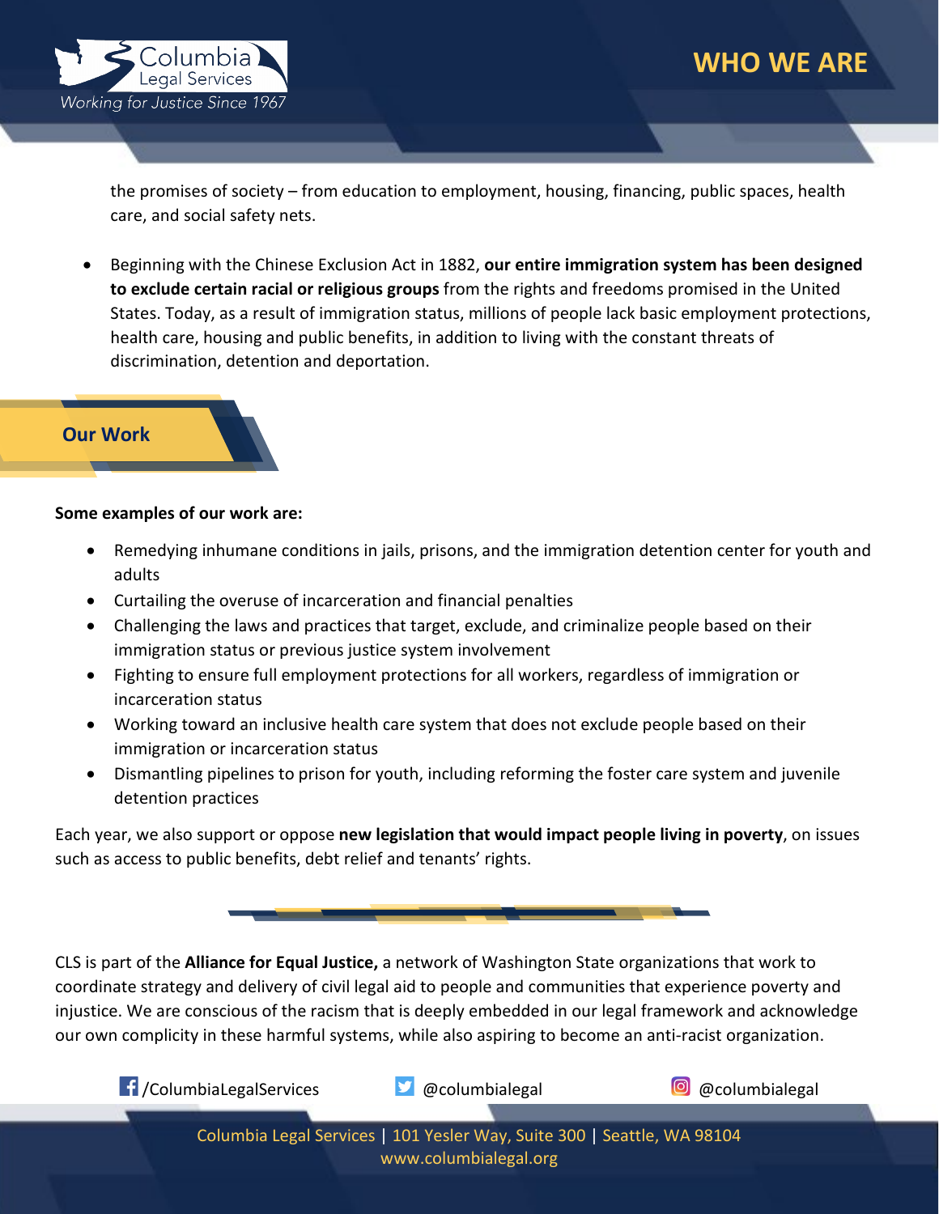the promises of society – from education to employment, housing, financing, public spaces, health care, and social safety nets.

- Beginning with the Chinese Exclusion Act in 1882, **our entire immigration system has been designed to exclude certain racial or religious groups** from the rights and freedoms promised in the United States. Today, as a result of immigration status, millions of people lack basic employment protections, health care, housing and public benefits, in addition to living with the constant threats of discrimination, detention and deportation.

## Our Work

**Some examples of our work are:**

- Remedying inhumane conditions in jails, prisons, and the immigration detention center for youth and adults
- Curtailing the overuse of incarceration and financial penalties
- Challenging the laws and practices that target, exclude, and criminalize people based on their immigration status or previous justice system involvement
- Fighting to ensure full employment protections for all workers, regardless of immigration or incarceration status
- Working toward an inclusive health care system that does not exclude people based on their immigration or incarceration status
- Dismantling pipelines to prison for youth, including reforming the foster care system and juvenile detention practices

Each year, we also support or oppose **new legislation that would impact people living in poverty**, on issues such as access to public benefits, debt relief and tenants' rights.

CLS is part of the **Alliance for Equal Justice,** a network of Washington State organizations that work to coordinate strategy and delivery of civil legal aid to people and communities that experience poverty and injustice. We are conscious of the racism that is deeply embedded in our legal framework and acknowledge our own complicity in these harmful systems, while also aspiring to become an anti-racist organization.

/ColumbiaLegalServices @columbialegal @columbialegal

Columbia Legal Services | 101 Yesler Way, Suite 300 | Seattle, WA 98104
www.columbialegal.org